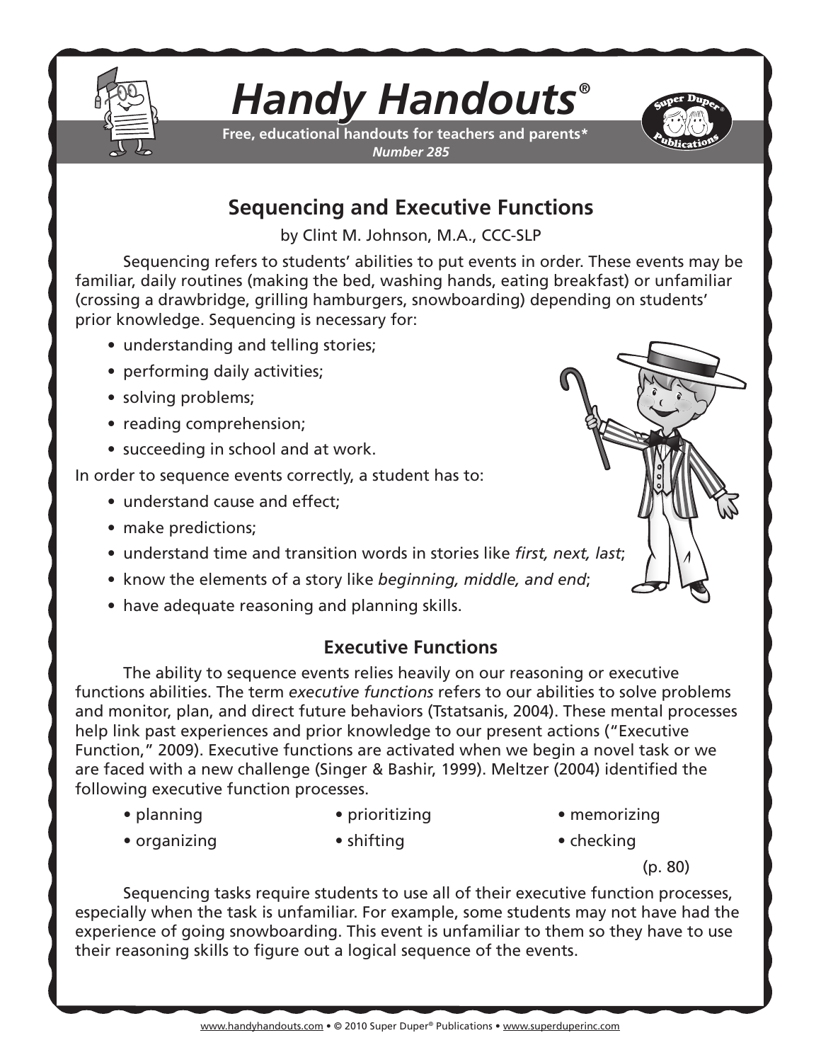# *Handy Handouts*®

**Free, educational handouts for teachers and parents***
***Number 285***

## Sequencing and Executive Functions

by Clint M. Johnson, M.A., CCC-SLP

Sequencing refers to students' abilities to put events in order. These events may be familiar, daily routines (making the bed, washing hands, eating breakfast) or unfamiliar (crossing a drawbridge, grilling hamburgers, snowboarding) depending on students' prior knowledge. Sequencing is necessary for:

- understanding and telling stories;
- performing daily activities;
- solving problems;
- reading comprehension;
- succeeding in school and at work.

In order to sequence events correctly, a student has to:

- understand cause and effect;
- make predictions;
- understand time and transition words in stories like *first, next, last*;
- know the elements of a story like *beginning, middle, and end*;
- have adequate reasoning and planning skills.

### Executive Functions

The ability to sequence events relies heavily on our reasoning or executive functions abilities. The term *executive functions* refers to our abilities to solve problems and monitor, plan, and direct future behaviors (Tstatsanis, 2004). These mental processes help link past experiences and prior knowledge to our present actions ("Executive Function," 2009). Executive functions are activated when we begin a novel task or we are faced with a new challenge (Singer & Bashir, 1999). Meltzer (2004) identified the following executive function processes.

- planning
- organizing
- prioritizing
- shifting
- memorizing
- checking

(p. 80)

Sequencing tasks require students to use all of their executive function processes, especially when the task is unfamiliar. For example, some students may not have had the experience of going snowboarding. This event is unfamiliar to them so they have to use their reasoning skills to figure out a logical sequence of the events.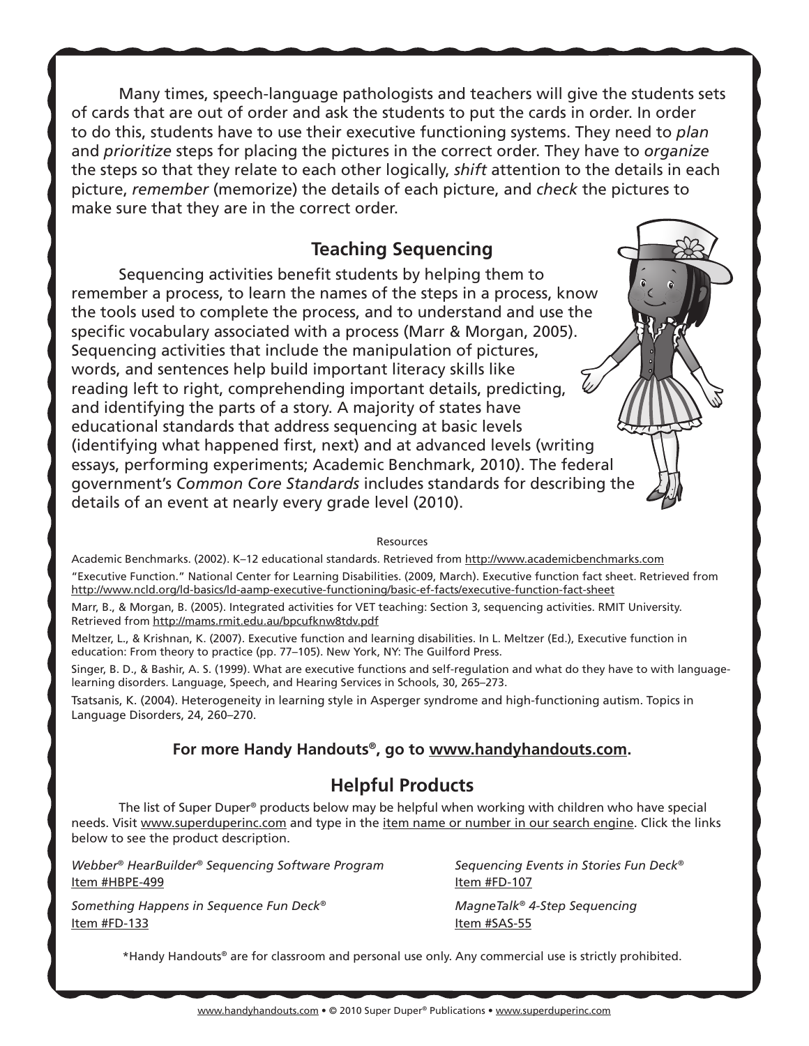Many times, speech-language pathologists and teachers will give the students sets of cards that are out of order and ask the students to put the cards in order. In order to do this, students have to use their executive functioning systems. They need to *plan* and *prioritize* steps for placing the pictures in the correct order. They have to *organize* the steps so that they relate to each other logically, *shift* attention to the details in each picture, *remember* (memorize) the details of each picture, and *check* the pictures to make sure that they are in the correct order.

## Teaching Sequencing

Sequencing activities benefit students by helping them to remember a process, to learn the names of the steps in a process, know the tools used to complete the process, and to understand and use the specific vocabulary associated with a process (Marr & Morgan, 2005). Sequencing activities that include the manipulation of pictures, words, and sentences help build important literacy skills like reading left to right, comprehending important details, predicting, and identifying the parts of a story. A majority of states have educational standards that address sequencing at basic levels (identifying what happened first, next) and at advanced levels (writing essays, performing experiments; Academic Benchmark, 2010). The federal government's *Common Core Standards* includes standards for describing the details of an event at nearly every grade level (2010).

Resources

Academic Benchmarks. (2002). K–12 educational standards. Retrieved from http://www.academicbenchmarks.com

"Executive Function." National Center for Learning Disabilities. (2009, March). Executive function fact sheet. Retrieved from http://www.ncld.org/ld-basics/ld-aamp-executive-functioning/basic-ef-facts/executive-function-fact-sheet

Marr, B., & Morgan, B. (2005). Integrated activities for VET teaching: Section 3, sequencing activities. RMIT University. Retrieved from http://mams.rmit.edu.au/bpcufknw8tdv.pdf

Meltzer, L., & Krishnan, K. (2007). Executive function and learning disabilities. In L. Meltzer (Ed.), Executive function in education: From theory to practice (pp. 77–105). New York, NY: The Guilford Press.

Singer, B. D., & Bashir, A. S. (1999). What are executive functions and self-regulation and what do they have to with language-learning disorders. Language, Speech, and Hearing Services in Schools, 30, 265–273.

Tsatsanis, K. (2004). Heterogeneity in learning style in Asperger syndrome and high-functioning autism. Topics in Language Disorders, 24, 260–270.

**For more Handy Handouts®, go to www.handyhandouts.com.**

## Helpful Products

The list of Super Duper® products below may be helpful when working with children who have special needs. Visit www.superduperinc.com and type in the item name or number in our search engine. Click the links below to see the product description.

*Webber® HearBuilder® Sequencing Software Program*
Item #HBPE-499

*Something Happens in Sequence Fun Deck®*
Item #FD-133

*Sequencing Events in Stories Fun Deck®*
Item #FD-107

*MagneTalk® 4-Step Sequencing*
Item #SAS-55

*Handy Handouts® are for classroom and personal use only. Any commercial use is strictly prohibited.